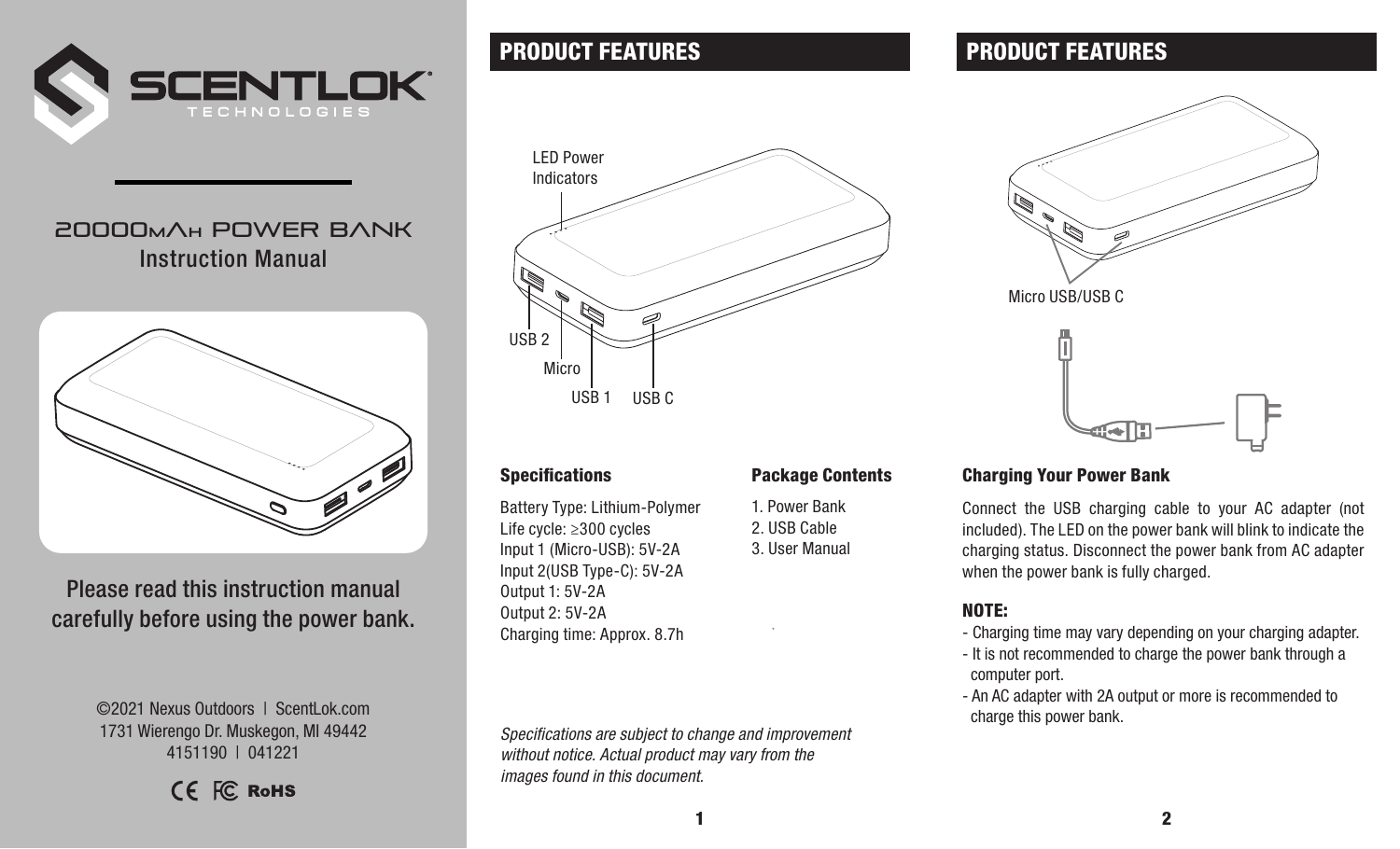SCENTLOK TECHNOLOGIES

# 20000mAh POWER BANK
## Instruction Manual

Please read this instruction manual carefully before using the power bank.

©2021 Nexus Outdoors | ScentLok.com
1731 Wierengo Dr. Muskegon, MI 49442
4151190 | 041221

CE FC RoHS

## PRODUCT FEATURES

LED Power Indicators

USB 2

Micro

USB 1

USB C

### Specifications

Battery Type: Lithium-Polymer
Life cycle: ≥300 cycles
Input 1 (Micro-USB): 5V-2A
Input 2(USB Type-C): 5V-2A
Output 1: 5V-2A
Output 2: 5V-2A
Charging time: Approx. 8.7h

### Package Contents

1. Power Bank
2. USB Cable
3. User Manual

*Specifications are subject to change and improvement without notice. Actual product may vary from the images found in this document.*

## PRODUCT FEATURES

Micro USB/USB C

### Charging Your Power Bank

Connect the USB charging cable to your AC adapter (not included). The LED on the power bank will blink to indicate the charging status. Disconnect the power bank from AC adapter when the power bank is fully charged.

**NOTE:**

- Charging time may vary depending on your charging adapter.
- It is not recommended to charge the power bank through a computer port.
- An AC adapter with 2A output or more is recommended to charge this power bank.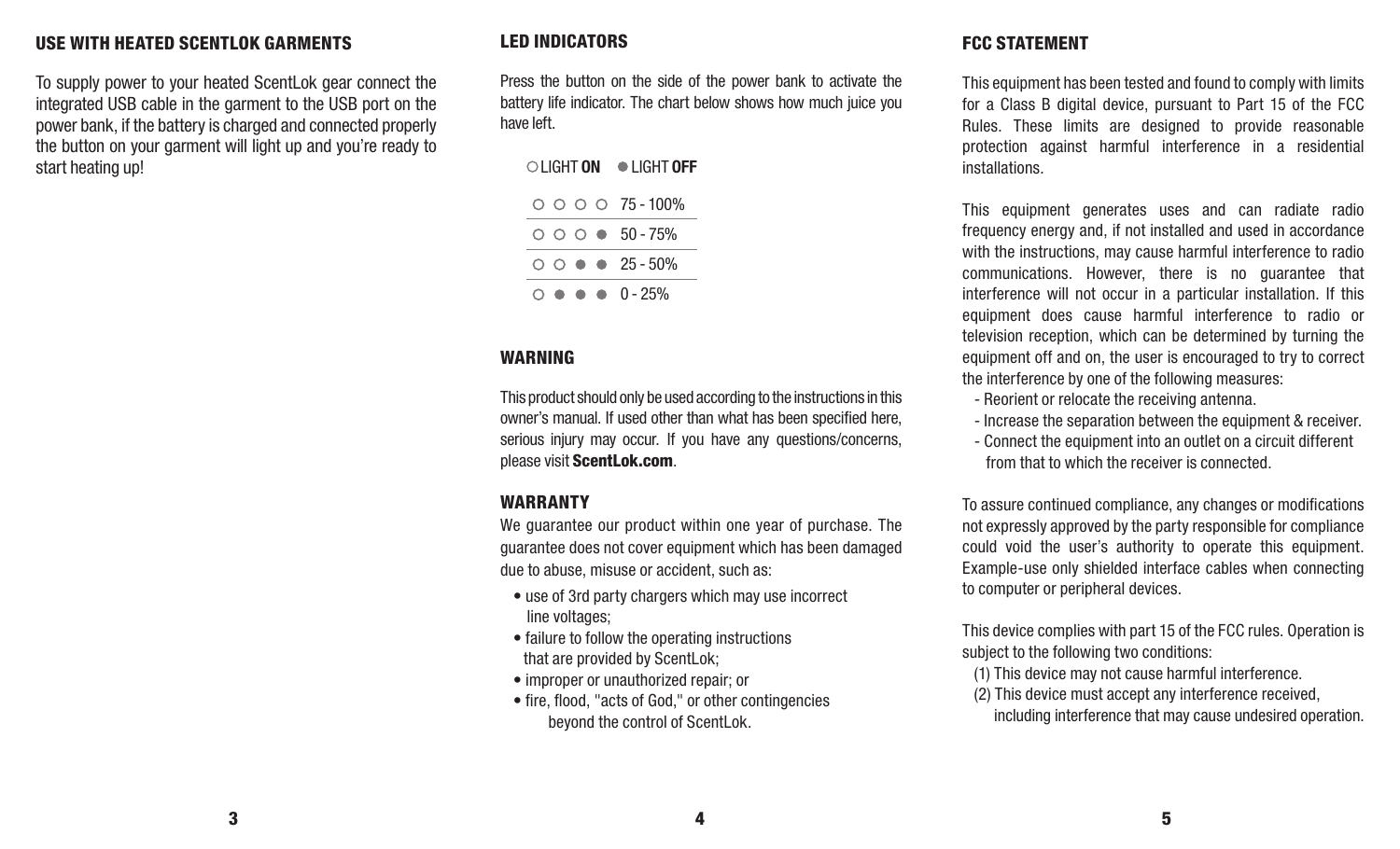## USE WITH HEATED SCENTLOK GARMENTS

To supply power to your heated ScentLok gear connect the integrated USB cable in the garment to the USB port on the power bank, if the battery is charged and connected properly the button on your garment will light up and you're ready to start heating up!

## LED INDICATORS

Press the button on the side of the power bank to activate the battery life indicator. The chart below shows how much juice you have left.

○ LIGHT **ON** ● LIGHT **OFF**

| | |
|---|---|
| ○ ○ ○ ○ | 75 - 100% |
| ○ ○ ○ ● | 50 - 75% |
| ○ ○ ● ● | 25 - 50% |
| ○ ● ● ● | 0 - 25% |

## WARNING

This product should only be used according to the instructions in this owner's manual. If used other than what has been specified here, serious injury may occur. If you have any questions/concerns, please visit **ScentLok.com**.

## WARRANTY

We guarantee our product within one year of purchase. The guarantee does not cover equipment which has been damaged due to abuse, misuse or accident, such as:

- use of 3rd party chargers which may use incorrect line voltages;
- failure to follow the operating instructions that are provided by ScentLok;
- improper or unauthorized repair; or
- fire, flood, "acts of God," or other contingencies beyond the control of ScentLok.

## FCC STATEMENT

This equipment has been tested and found to comply with limits for a Class B digital device, pursuant to Part 15 of the FCC Rules. These limits are designed to provide reasonable protection against harmful interference in a residential installations.

This equipment generates uses and can radiate radio frequency energy and, if not installed and used in accordance with the instructions, may cause harmful interference to radio communications. However, there is no guarantee that interference will not occur in a particular installation. If this equipment does cause harmful interference to radio or television reception, which can be determined by turning the equipment off and on, the user is encouraged to try to correct the interference by one of the following measures:

- Reorient or relocate the receiving antenna.
- Increase the separation between the equipment & receiver.
- Connect the equipment into an outlet on a circuit different from that to which the receiver is connected.

To assure continued compliance, any changes or modifications not expressly approved by the party responsible for compliance could void the user's authority to operate this equipment. Example-use only shielded interface cables when connecting to computer or peripheral devices.

This device complies with part 15 of the FCC rules. Operation is subject to the following two conditions:

(1) This device may not cause harmful interference.
(2) This device must accept any interference received, including interference that may cause undesired operation.